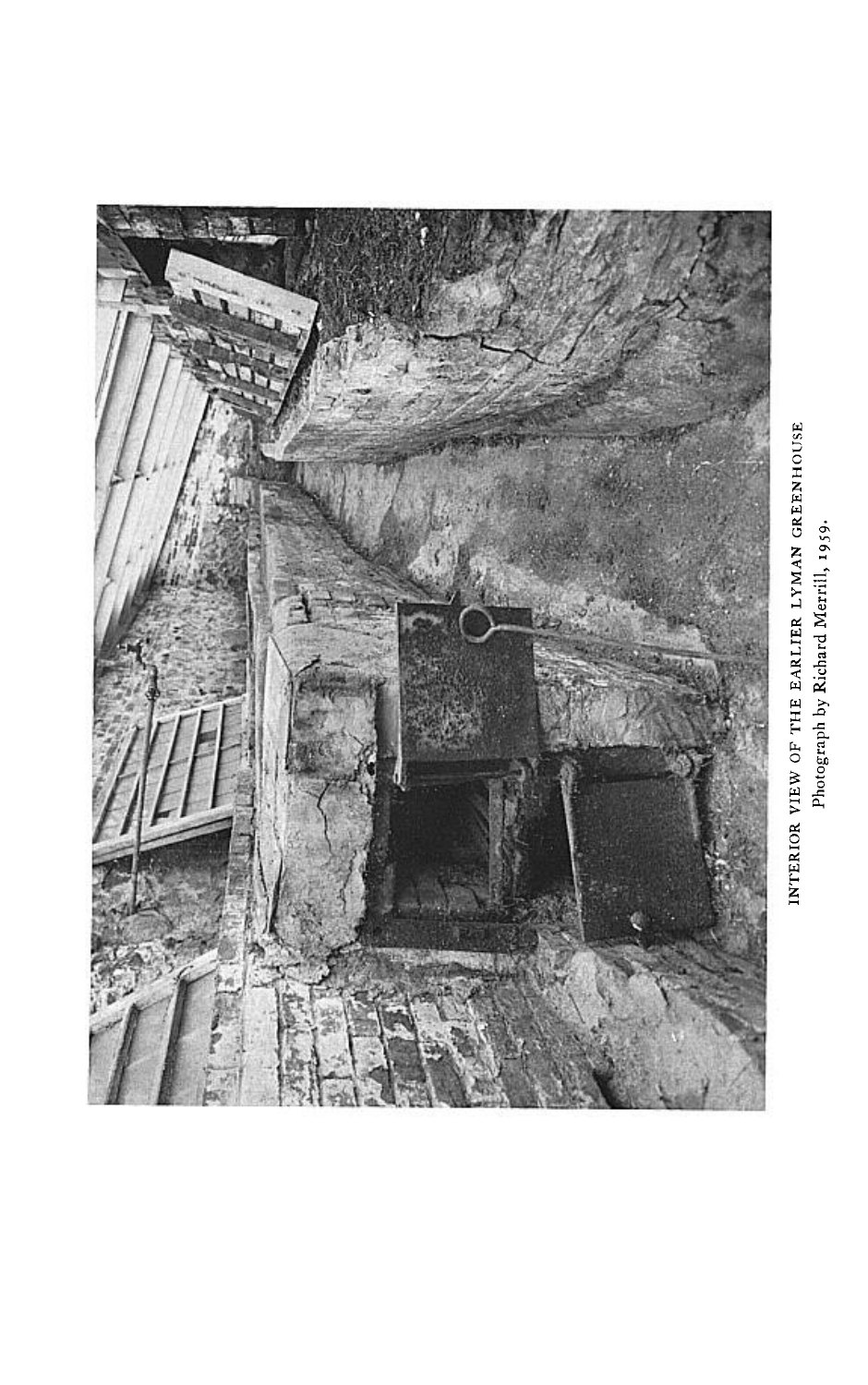INTERIOR VIEW OF THE EARLIER LYMAN GREENHOUSE

Photograph by Richard Merrill, 1959.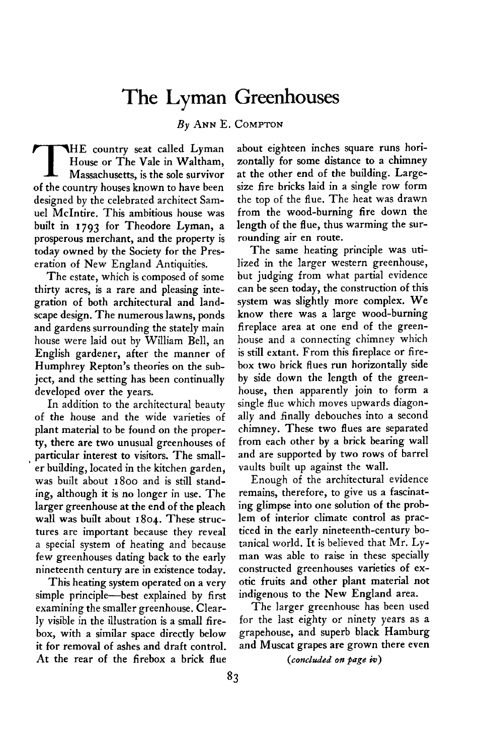# The Lyman Greenhouses

*By* Ann E. Compton

The country seat called Lyman House or The Vale in Waltham, Massachusetts, is the sole survivor of the country houses known to have been designed by the celebrated architect Samuel McIntire. This ambitious house was built in 1793 for Theodore Lyman, a prosperous merchant, and the property is today owned by the Society for the Preservation of New England Antiquities.

The estate, which is composed of some thirty acres, is a rare and pleasing integration of both architectural and landscape design. The numerous lawns, ponds and gardens surrounding the stately main house were laid out by William Bell, an English gardener, after the manner of Humphrey Repton's theories on the subject, and the setting has been continually developed over the years.

In addition to the architectural beauty of the house and the wide varieties of plant material to be found on the property, there are two unusual greenhouses of particular interest to visitors. The smaller building, located in the kitchen garden, was built about 1800 and is still standing, although it is no longer in use. The larger greenhouse at the end of the pleach wall was built about 1804. These structures are important because they reveal a special system of heating and because few greenhouses dating back to the early nineteenth century are in existence today.

This heating system operated on a very simple principle—best explained by first examining the smaller greenhouse. Clearly visible in the illustration is a small firebox, with a similar space directly below it for removal of ashes and draft control. At the rear of the firebox a brick flue about eighteen inches square runs horizontally for some distance to a chimney at the other end of the building. Large-size fire bricks laid in a single row form the top of the flue. The heat was drawn from the wood-burning fire down the length of the flue, thus warming the surrounding air en route.

The same heating principle was utilized in the larger western greenhouse, but judging from what partial evidence can be seen today, the construction of this system was slightly more complex. We know there was a large wood-burning fireplace area at one end of the greenhouse and a connecting chimney which is still extant. From this fireplace or firebox two brick flues run horizontally side by side down the length of the greenhouse, then apparently join to form a single flue which moves upwards diagonally and finally debouches into a second chimney. These two flues are separated from each other by a brick bearing wall and are supported by two rows of barrel vaults built up against the wall.

Enough of the architectural evidence remains, therefore, to give us a fascinating glimpse into one solution of the problem of interior climate control as practiced in the early nineteenth-century botanical world. It is believed that Mr. Lyman was able to raise in these specially constructed greenhouses varieties of exotic fruits and other plant material not indigenous to the New England area.

The larger greenhouse has been used for the last eighty or ninety years as a grapehouse, and superb black Hamburg and Muscat grapes are grown there even

*(concluded on page iv)*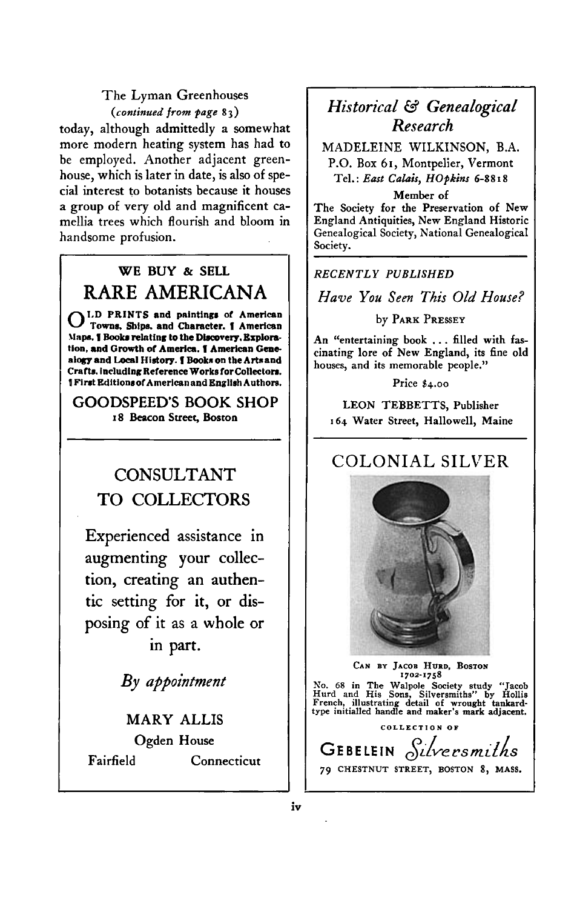The Lyman Greenhouses

*(continued from page 83)*

today, although admittedly a somewhat more modern heating system has had to be employed. Another adjacent greenhouse, which is later in date, is also of special interest to botanists because it houses a group of very old and magnificent camellia trees which flourish and bloom in handsome profusion.

---

**WE BUY & SELL**

## RARE AMERICANA

**OLD PRINTS and paintings of American Towns, Ships, and Character. ¶ American Maps. ¶ Books relating to the Discovery, Exploration, and Growth of America. ¶ American Genealogy and Local History. ¶ Books on the Arts and Crafts, including Reference Works for Collectors. ¶ First Editions of American and English Authors.**

GOODSPEED'S BOOK SHOP

18 Beacon Street, Boston

---

## CONSULTANT TO COLLECTORS

Experienced assistance in augmenting your collection, creating an authentic setting for it, or disposing of it as a whole or in part.

*By appointment*

MARY ALLIS

Ogden House

Fairfield Connecticut

---

## *Historical & Genealogical Research*

MADELEINE WILKINSON, B.A.

P.O. Box 61, Montpelier, Vermont

Tel.: *East Calais, HOpkins* 6-8818

Member of

The Society for the Preservation of New England Antiquities, New England Historic Genealogical Society, National Genealogical Society.

---

*RECENTLY PUBLISHED*

### *Have You Seen This Old House?*

by PARK PRESSEY

An "entertaining book . . . filled with fascinating lore of New England, its fine old houses, and its memorable people."

Price $4.00

LEON TEBBETTS, Publisher

164 Water Street, Hallowell, Maine

---

## COLONIAL SILVER

CAN BY JACOB HURD, BOSTON 1702-1758

No. 68 in The Walpole Society study "Jacob Hurd and His Sons, Silversmiths" by Hollis French, illustrating detail of wrought tankard-type initialled handle and maker's mark adjacent.

COLLECTION OF

GEBELEIN *Silversmiths*

79 CHESTNUT STREET, BOSTON 8, MASS.